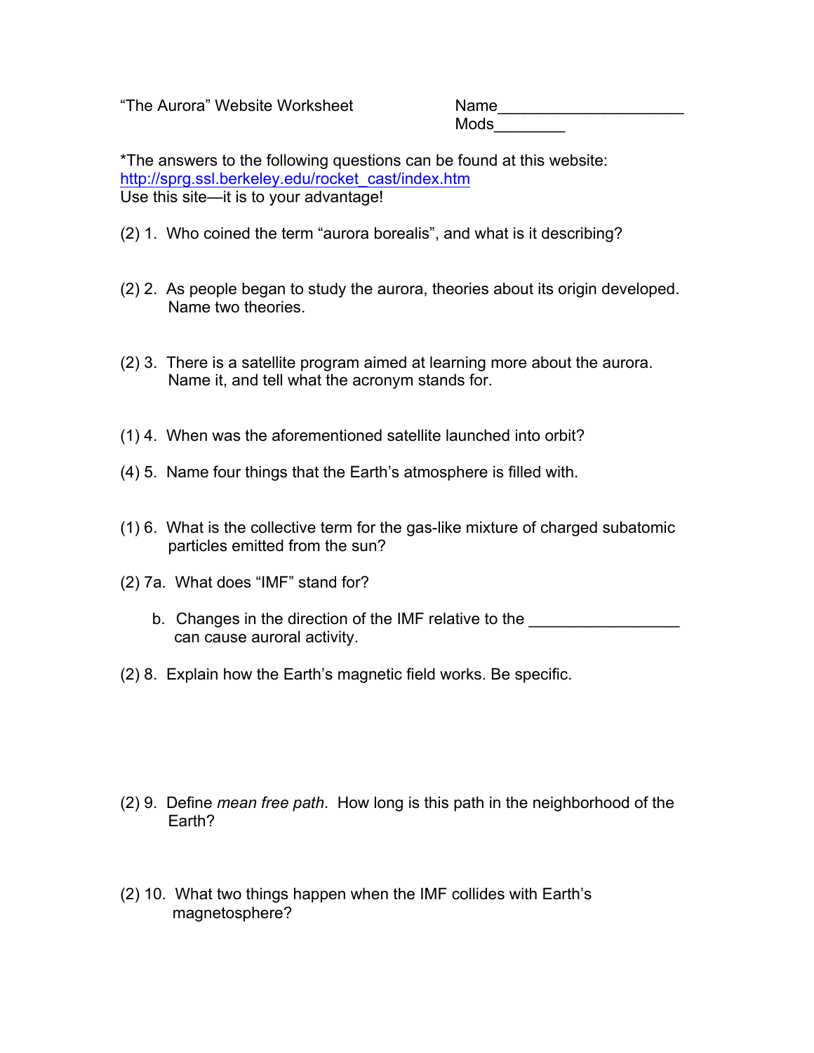"The Aurora" Website Worksheet

Name____________________

Mods________

*The answers to the following questions can be found at this website: [http://sprg.ssl.berkeley.edu/rocket_cast/index.htm](http://sprg.ssl.berkeley.edu/rocket_cast/index.htm)
Use this site—it is to your advantage!

(2) 1. Who coined the term "aurora borealis", and what is it describing?

(2) 2. As people began to study the aurora, theories about its origin developed. Name two theories.

(2) 3. There is a satellite program aimed at learning more about the aurora. Name it, and tell what the acronym stands for.

(1) 4. When was the aforementioned satellite launched into orbit?

(4) 5. Name four things that the Earth's atmosphere is filled with.

(1) 6. What is the collective term for the gas-like mixture of charged subatomic particles emitted from the sun?

(2) 7a. What does "IMF" stand for?

b. Changes in the direction of the IMF relative to the ________________ can cause auroral activity.

(2) 8. Explain how the Earth's magnetic field works. Be specific.

(2) 9. Define *mean free path*. How long is this path in the neighborhood of the Earth?

(2) 10. What two things happen when the IMF collides with Earth's magnetosphere?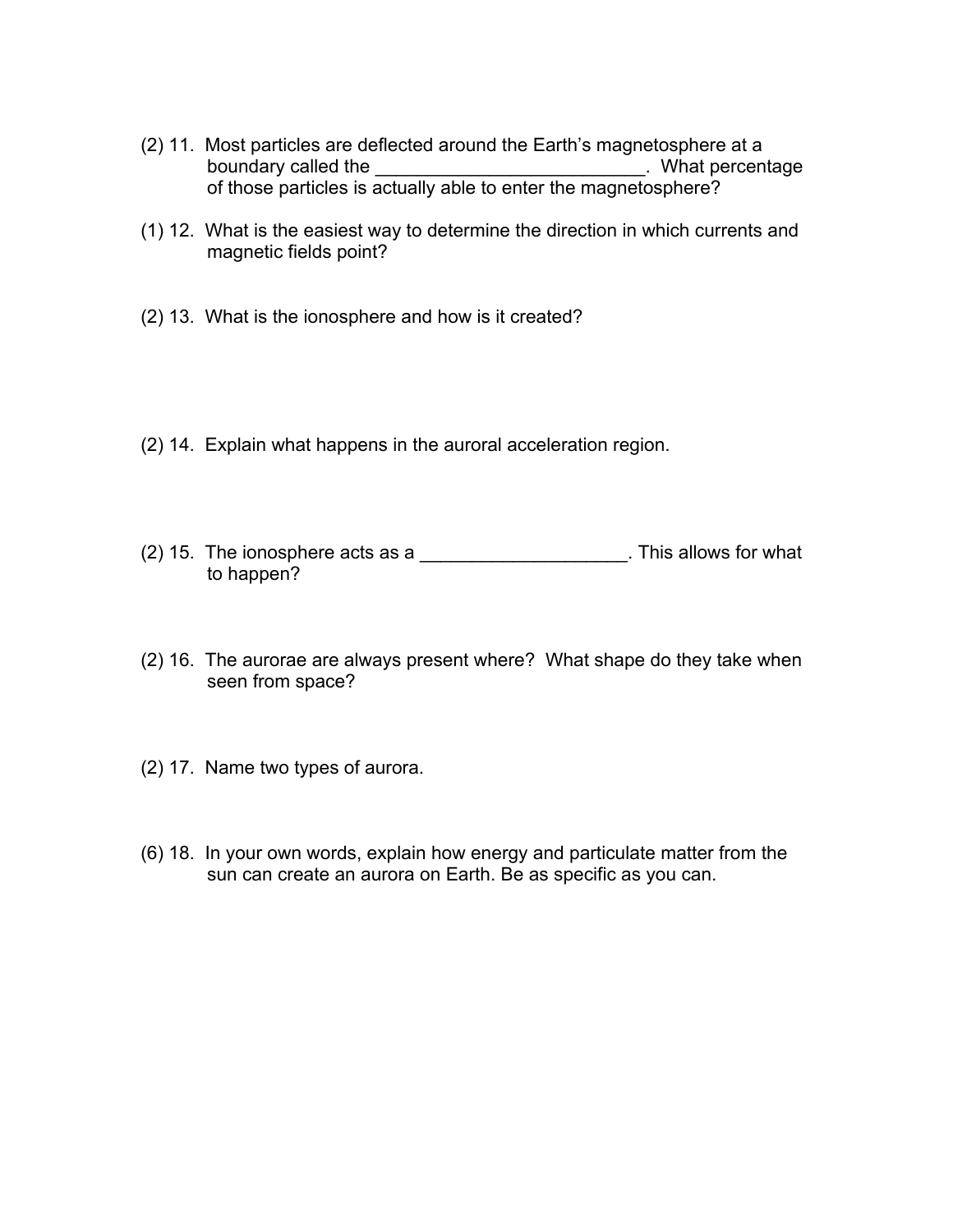(2) 11. Most particles are deflected around the Earth's magnetosphere at a boundary called the ___________________________. What percentage of those particles is actually able to enter the magnetosphere?

(1) 12. What is the easiest way to determine the direction in which currents and magnetic fields point?

(2) 13. What is the ionosphere and how is it created?

(2) 14. Explain what happens in the auroral acceleration region.

(2) 15. The ionosphere acts as a ____________________. This allows for what to happen?

(2) 16. The aurorae are always present where? What shape do they take when seen from space?

(2) 17. Name two types of aurora.

(6) 18. In your own words, explain how energy and particulate matter from the sun can create an aurora on Earth. Be as specific as you can.